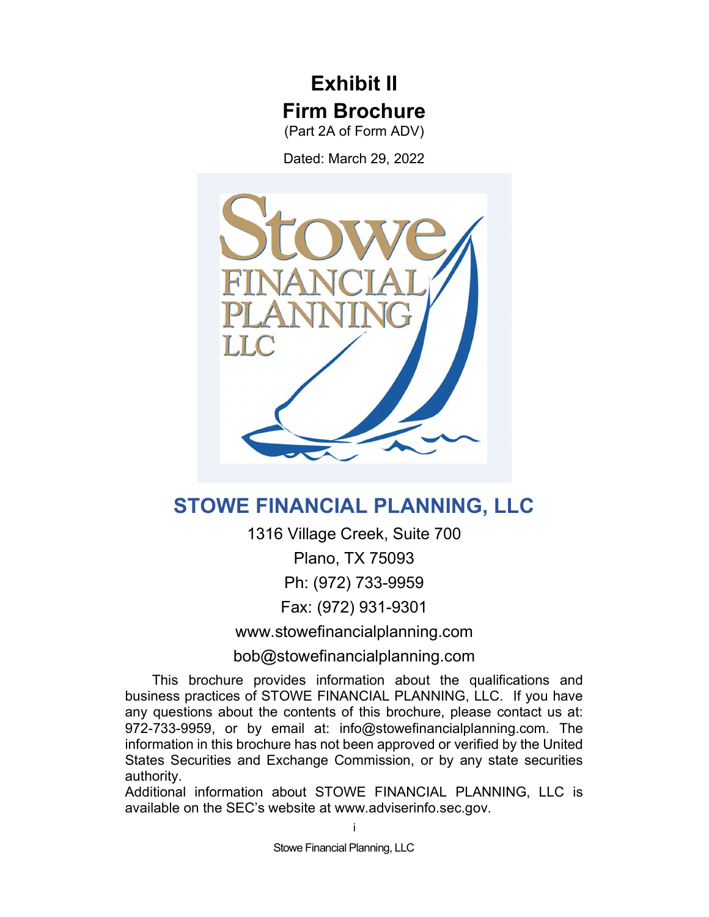# Exhibit II

# Firm Brochure

(Part 2A of Form ADV)

Dated: March 29, 2022

## STOWE FINANCIAL PLANNING, LLC

1316 Village Creek, Suite 700

Plano, TX 75093

Ph: (972) 733-9959

Fax: (972) 931-9301

www.stowefinancialplanning.com

bob@stowefinancialplanning.com

This brochure provides information about the qualifications and business practices of STOWE FINANCIAL PLANNING, LLC. If you have any questions about the contents of this brochure, please contact us at: 972-733-9959, or by email at: info@stowefinancialplanning.com. The information in this brochure has not been approved or verified by the United States Securities and Exchange Commission, or by any state securities authority.

Additional information about STOWE FINANCIAL PLANNING, LLC is available on the SEC's website at www.adviserinfo.sec.gov.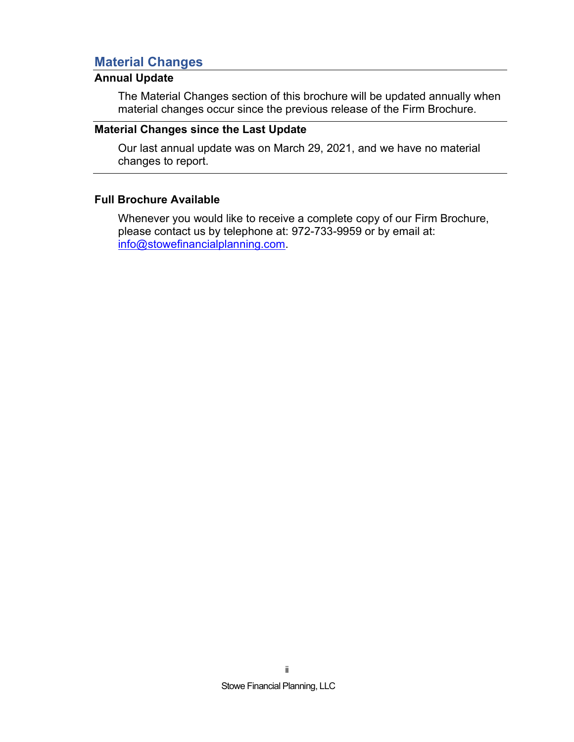## Material Changes

### Annual Update

The Material Changes section of this brochure will be updated annually when material changes occur since the previous release of the Firm Brochure.

### Material Changes since the Last Update

Our last annual update was on March 29, 2021, and we have no material changes to report.

### Full Brochure Available

Whenever you would like to receive a complete copy of our Firm Brochure, please contact us by telephone at: 972-733-9959 or by email at: info@stowefinancialplanning.com.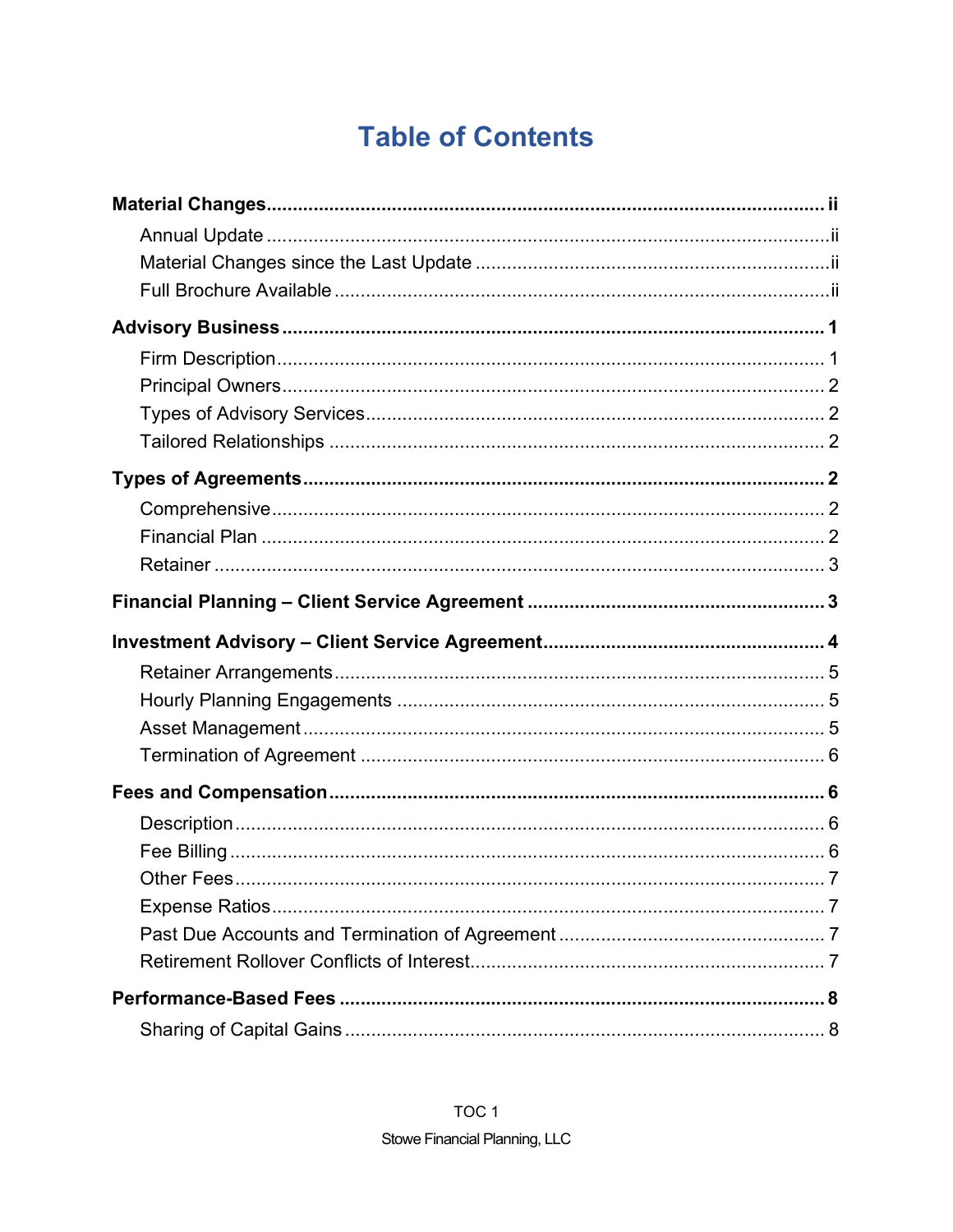# Table of Contents

**Material Changes** .......... **ii**

- Annual Update .......... ii
- Material Changes since the Last Update .......... ii
- Full Brochure Available .......... ii

**Advisory Business** .......... **1**

- Firm Description .......... 1
- Principal Owners .......... 2
- Types of Advisory Services .......... 2
- Tailored Relationships .......... 2

**Types of Agreements** .......... **2**

- Comprehensive .......... 2
- Financial Plan .......... 2
- Retainer .......... 3

**Financial Planning – Client Service Agreement** .......... **3**

**Investment Advisory – Client Service Agreement** .......... **4**

- Retainer Arrangements .......... 5
- Hourly Planning Engagements .......... 5
- Asset Management .......... 5
- Termination of Agreement .......... 6

**Fees and Compensation** .......... **6**

- Description .......... 6
- Fee Billing .......... 6
- Other Fees .......... 7
- Expense Ratios .......... 7
- Past Due Accounts and Termination of Agreement .......... 7
- Retirement Rollover Conflicts of Interest .......... 7

**Performance-Based Fees** .......... **8**

- Sharing of Capital Gains .......... 8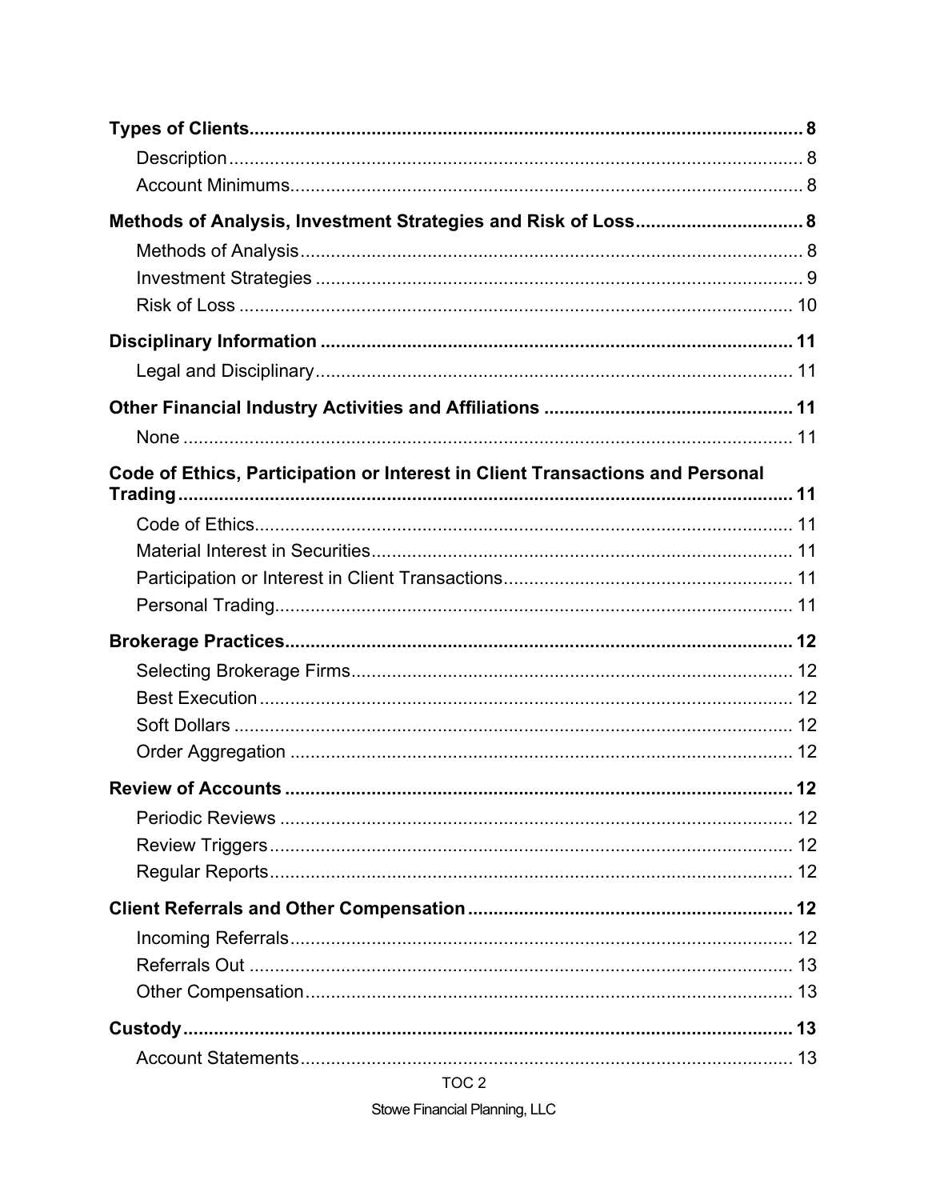**Types of Clients** ........................................................................................................ 8

Description ................................................................................................................ 8

Account Minimums ..................................................................................................... 8

**Methods of Analysis, Investment Strategies and Risk of Loss** ................................ 8

Methods of Analysis .................................................................................................. 8

Investment Strategies ............................................................................................... 9

Risk of Loss ............................................................................................................ 10

**Disciplinary Information** ........................................................................................... 11

Legal and Disciplinary ............................................................................................. 11

**Other Financial Industry Activities and Affiliations** ................................................ 11

None ....................................................................................................................... 11

**Code of Ethics, Participation or Interest in Client Transactions and Personal Trading** ..................................................................................................................... 11

Code of Ethics ......................................................................................................... 11

Material Interest in Securities .................................................................................. 11

Participation or Interest in Client Transactions ......................................................... 11

Personal Trading ..................................................................................................... 11

**Brokerage Practices** ................................................................................................. 12

Selecting Brokerage Firms ...................................................................................... 12

Best Execution ........................................................................................................ 12

Soft Dollars ............................................................................................................. 12

Order Aggregation .................................................................................................. 12

**Review of Accounts** .................................................................................................. 12

Periodic Reviews .................................................................................................... 12

Review Triggers ...................................................................................................... 12

Regular Reports ...................................................................................................... 12

**Client Referrals and Other Compensation** .............................................................. 12

Incoming Referrals .................................................................................................. 12

Referrals Out .......................................................................................................... 13

Other Compensation ............................................................................................... 13

**Custody** ..................................................................................................................... 13

Account Statements ................................................................................................ 13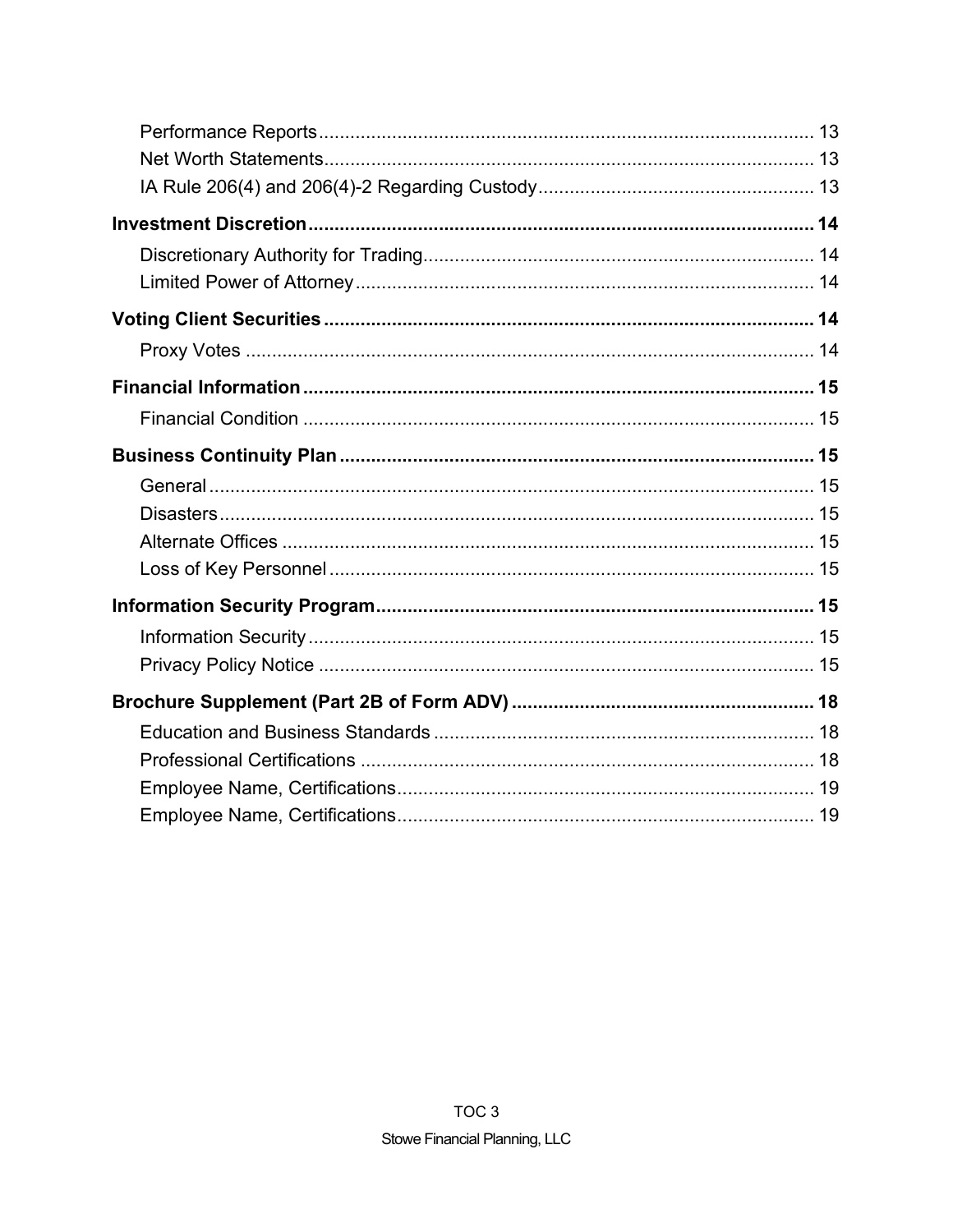Performance Reports ..... 13
Net Worth Statements ..... 13
IA Rule 206(4) and 206(4)-2 Regarding Custody ..... 13

**Investment Discretion ..... 14**

Discretionary Authority for Trading ..... 14
Limited Power of Attorney ..... 14

**Voting Client Securities ..... 14**

Proxy Votes ..... 14

**Financial Information ..... 15**

Financial Condition ..... 15

**Business Continuity Plan ..... 15**

General ..... 15
Disasters ..... 15
Alternate Offices ..... 15
Loss of Key Personnel ..... 15

**Information Security Program ..... 15**

Information Security ..... 15
Privacy Policy Notice ..... 15

**Brochure Supplement (Part 2B of Form ADV) ..... 18**

Education and Business Standards ..... 18
Professional Certifications ..... 18
Employee Name, Certifications ..... 19
Employee Name, Certifications ..... 19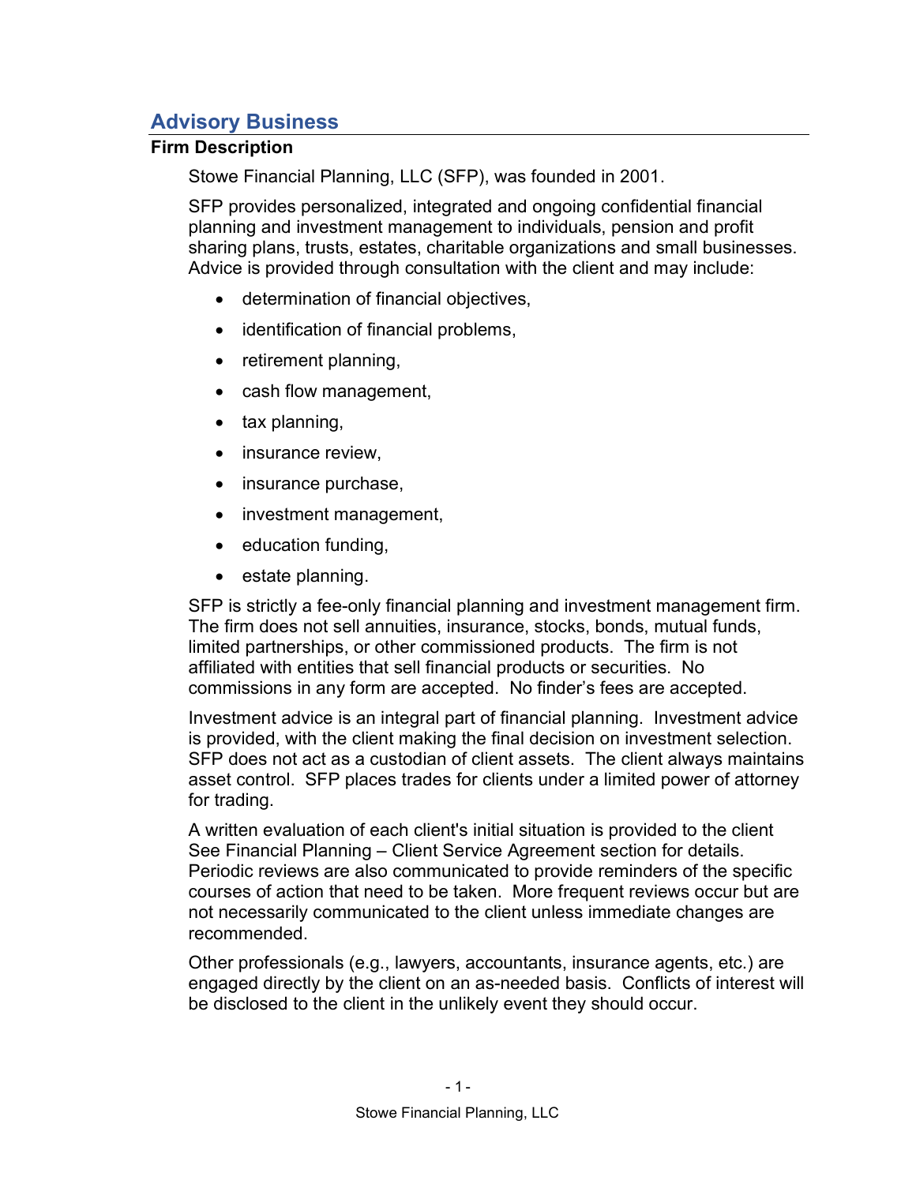## Advisory Business

### Firm Description

Stowe Financial Planning, LLC (SFP), was founded in 2001.

SFP provides personalized, integrated and ongoing confidential financial planning and investment management to individuals, pension and profit sharing plans, trusts, estates, charitable organizations and small businesses. Advice is provided through consultation with the client and may include:

- determination of financial objectives,
- identification of financial problems,
- retirement planning,
- cash flow management,
- tax planning,
- insurance review,
- insurance purchase,
- investment management,
- education funding,
- estate planning.

SFP is strictly a fee-only financial planning and investment management firm. The firm does not sell annuities, insurance, stocks, bonds, mutual funds, limited partnerships, or other commissioned products. The firm is not affiliated with entities that sell financial products or securities. No commissions in any form are accepted. No finder's fees are accepted.

Investment advice is an integral part of financial planning. Investment advice is provided, with the client making the final decision on investment selection. SFP does not act as a custodian of client assets. The client always maintains asset control. SFP places trades for clients under a limited power of attorney for trading.

A written evaluation of each client's initial situation is provided to the client See Financial Planning – Client Service Agreement section for details. Periodic reviews are also communicated to provide reminders of the specific courses of action that need to be taken. More frequent reviews occur but are not necessarily communicated to the client unless immediate changes are recommended.

Other professionals (e.g., lawyers, accountants, insurance agents, etc.) are engaged directly by the client on an as-needed basis. Conflicts of interest will be disclosed to the client in the unlikely event they should occur.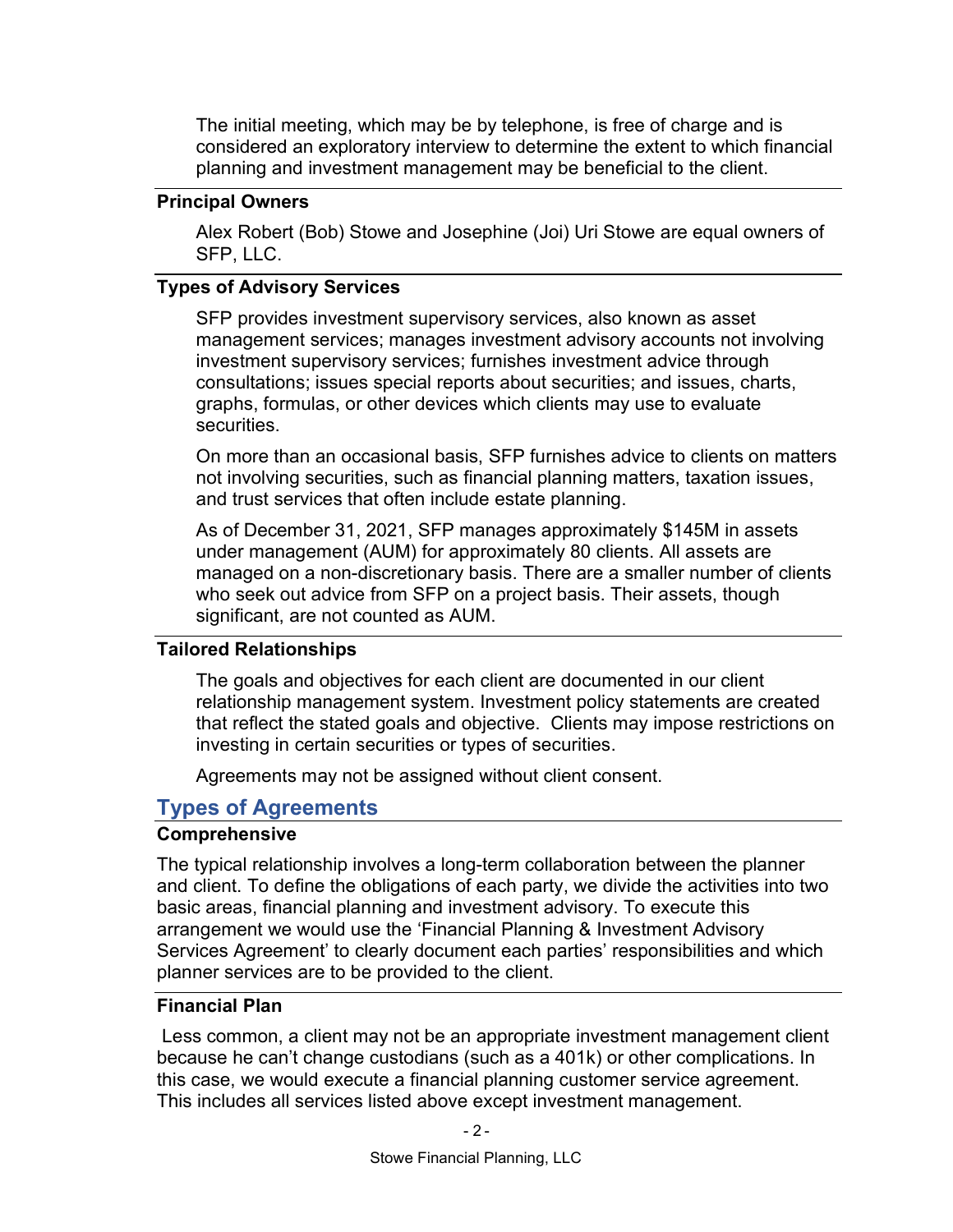The initial meeting, which may be by telephone, is free of charge and is considered an exploratory interview to determine the extent to which financial planning and investment management may be beneficial to the client.

### Principal Owners

Alex Robert (Bob) Stowe and Josephine (Joi) Uri Stowe are equal owners of SFP, LLC.

### Types of Advisory Services

SFP provides investment supervisory services, also known as asset management services; manages investment advisory accounts not involving investment supervisory services; furnishes investment advice through consultations; issues special reports about securities; and issues, charts, graphs, formulas, or other devices which clients may use to evaluate securities.

On more than an occasional basis, SFP furnishes advice to clients on matters not involving securities, such as financial planning matters, taxation issues, and trust services that often include estate planning.

As of December 31, 2021, SFP manages approximately $145M in assets under management (AUM) for approximately 80 clients. All assets are managed on a non-discretionary basis. There are a smaller number of clients who seek out advice from SFP on a project basis. Their assets, though significant, are not counted as AUM.

### Tailored Relationships

The goals and objectives for each client are documented in our client relationship management system. Investment policy statements are created that reflect the stated goals and objective. Clients may impose restrictions on investing in certain securities or types of securities.

Agreements may not be assigned without client consent.

## Types of Agreements

### Comprehensive

The typical relationship involves a long-term collaboration between the planner and client. To define the obligations of each party, we divide the activities into two basic areas, financial planning and investment advisory. To execute this arrangement we would use the 'Financial Planning & Investment Advisory Services Agreement' to clearly document each parties' responsibilities and which planner services are to be provided to the client.

### Financial Plan

Less common, a client may not be an appropriate investment management client because he can't change custodians (such as a 401k) or other complications. In this case, we would execute a financial planning customer service agreement. This includes all services listed above except investment management.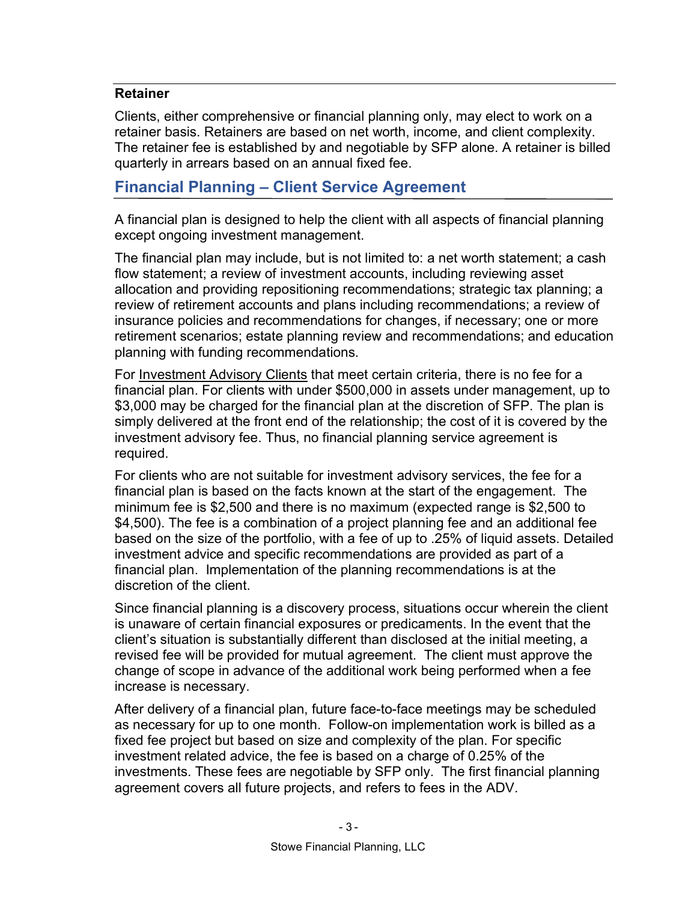### Retainer

Clients, either comprehensive or financial planning only, may elect to work on a retainer basis. Retainers are based on net worth, income, and client complexity. The retainer fee is established by and negotiable by SFP alone. A retainer is billed quarterly in arrears based on an annual fixed fee.

## Financial Planning – Client Service Agreement

A financial plan is designed to help the client with all aspects of financial planning except ongoing investment management.

The financial plan may include, but is not limited to: a net worth statement; a cash flow statement; a review of investment accounts, including reviewing asset allocation and providing repositioning recommendations; strategic tax planning; a review of retirement accounts and plans including recommendations; a review of insurance policies and recommendations for changes, if necessary; one or more retirement scenarios; estate planning review and recommendations; and education planning with funding recommendations.

For Investment Advisory Clients that meet certain criteria, there is no fee for a financial plan. For clients with under $500,000 in assets under management, up to $3,000 may be charged for the financial plan at the discretion of SFP. The plan is simply delivered at the front end of the relationship; the cost of it is covered by the investment advisory fee. Thus, no financial planning service agreement is required.

For clients who are not suitable for investment advisory services, the fee for a financial plan is based on the facts known at the start of the engagement. The minimum fee is $2,500 and there is no maximum (expected range is $2,500 to $4,500). The fee is a combination of a project planning fee and an additional fee based on the size of the portfolio, with a fee of up to .25% of liquid assets. Detailed investment advice and specific recommendations are provided as part of a financial plan. Implementation of the planning recommendations is at the discretion of the client.

Since financial planning is a discovery process, situations occur wherein the client is unaware of certain financial exposures or predicaments. In the event that the client's situation is substantially different than disclosed at the initial meeting, a revised fee will be provided for mutual agreement. The client must approve the change of scope in advance of the additional work being performed when a fee increase is necessary.

After delivery of a financial plan, future face-to-face meetings may be scheduled as necessary for up to one month. Follow-on implementation work is billed as a fixed fee project but based on size and complexity of the plan. For specific investment related advice, the fee is based on a charge of 0.25% of the investments. These fees are negotiable by SFP only. The first financial planning agreement covers all future projects, and refers to fees in the ADV.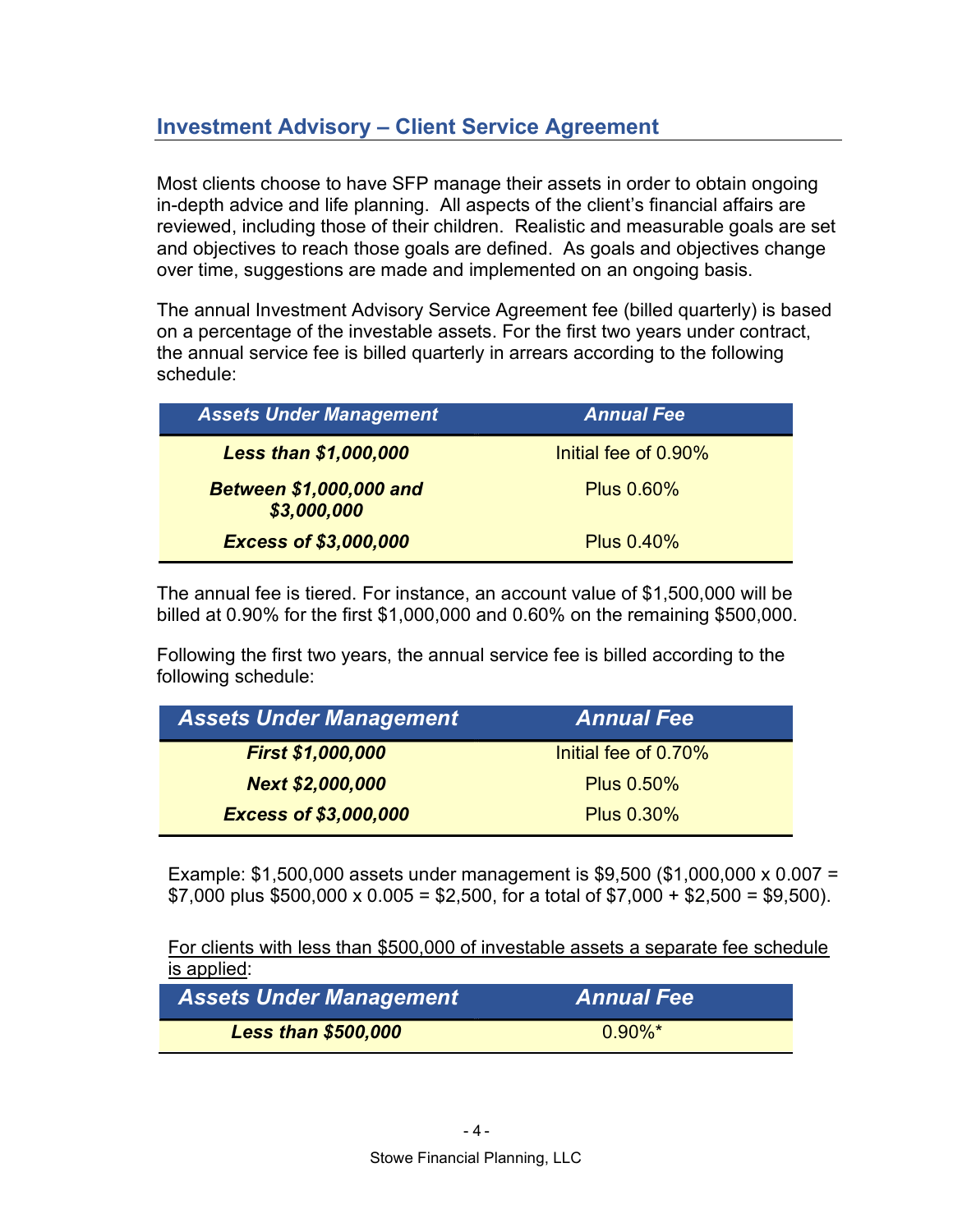## Investment Advisory – Client Service Agreement

Most clients choose to have SFP manage their assets in order to obtain ongoing in-depth advice and life planning. All aspects of the client's financial affairs are reviewed, including those of their children. Realistic and measurable goals are set and objectives to reach those goals are defined. As goals and objectives change over time, suggestions are made and implemented on an ongoing basis.

The annual Investment Advisory Service Agreement fee (billed quarterly) is based on a percentage of the investable assets. For the first two years under contract, the annual service fee is billed quarterly in arrears according to the following schedule:

| ***Assets Under Management*** | ***Annual Fee*** |
|---|---|
| ***Less than $1,000,000*** | Initial fee of 0.90% |
| ***Between $1,000,000 and $3,000,000*** | Plus 0.60% |
| ***Excess of $3,000,000*** | Plus 0.40% |

The annual fee is tiered. For instance, an account value of $1,500,000 will be billed at 0.90% for the first $1,000,000 and 0.60% on the remaining $500,000.

Following the first two years, the annual service fee is billed according to the following schedule:

| ***Assets Under Management*** | ***Annual Fee*** |
|---|---|
| ***First $1,000,000*** | Initial fee of 0.70% |
| ***Next $2,000,000*** | Plus 0.50% |
| ***Excess of $3,000,000*** | Plus 0.30% |

Example: $1,500,000 assets under management is $9,500 ($1,000,000 x 0.007 = $7,000 plus $500,000 x 0.005 = $2,500, for a total of $7,000 + $2,500 = $9,500).

<u>For clients with less than $500,000 of investable assets a separate fee schedule is applied</u>:

| ***Assets Under Management*** | ***Annual Fee*** |
|---|---|
| ***Less than $500,000*** | 0.90%* |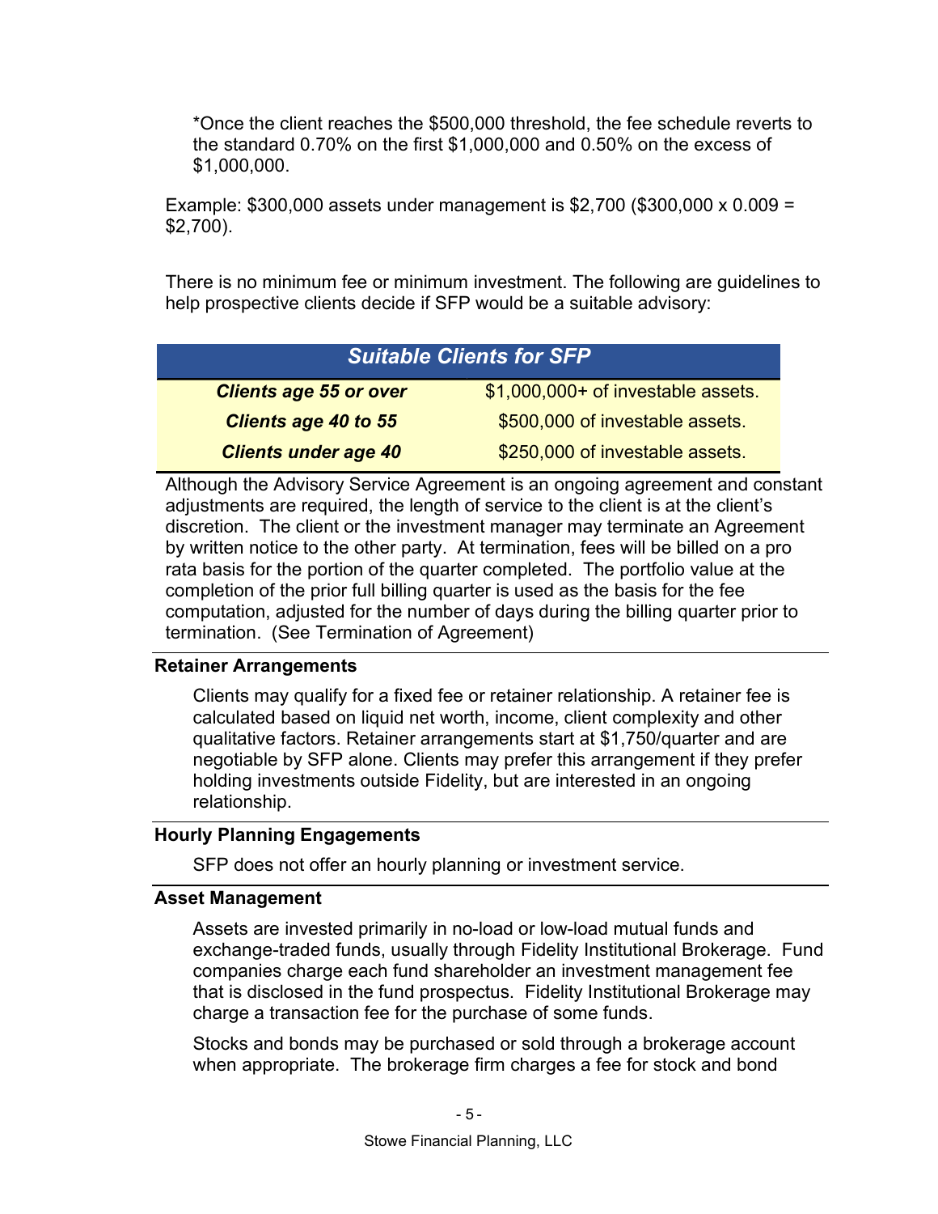*Once the client reaches the $500,000 threshold, the fee schedule reverts to the standard 0.70% on the first $1,000,000 and 0.50% on the excess of $1,000,000.

Example: $300,000 assets under management is $2,700 ($300,000 x 0.009 = $2,700).

There is no minimum fee or minimum investment. The following are guidelines to help prospective clients decide if SFP would be a suitable advisory:

| ***Suitable Clients for SFP*** | |
|---|---|
| ***Clients age 55 or over*** | $1,000,000+ of investable assets. |
| ***Clients age 40 to 55*** | $500,000 of investable assets. |
| ***Clients under age 40*** | $250,000 of investable assets. |

Although the Advisory Service Agreement is an ongoing agreement and constant adjustments are required, the length of service to the client is at the client's discretion. The client or the investment manager may terminate an Agreement by written notice to the other party. At termination, fees will be billed on a pro rata basis for the portion of the quarter completed. The portfolio value at the completion of the prior full billing quarter is used as the basis for the fee computation, adjusted for the number of days during the billing quarter prior to termination. (See Termination of Agreement)

**Retainer Arrangements**

Clients may qualify for a fixed fee or retainer relationship. A retainer fee is calculated based on liquid net worth, income, client complexity and other qualitative factors. Retainer arrangements start at $1,750/quarter and are negotiable by SFP alone. Clients may prefer this arrangement if they prefer holding investments outside Fidelity, but are interested in an ongoing relationship.

**Hourly Planning Engagements**

SFP does not offer an hourly planning or investment service.

**Asset Management**

Assets are invested primarily in no-load or low-load mutual funds and exchange-traded funds, usually through Fidelity Institutional Brokerage. Fund companies charge each fund shareholder an investment management fee that is disclosed in the fund prospectus. Fidelity Institutional Brokerage may charge a transaction fee for the purchase of some funds.

Stocks and bonds may be purchased or sold through a brokerage account when appropriate. The brokerage firm charges a fee for stock and bond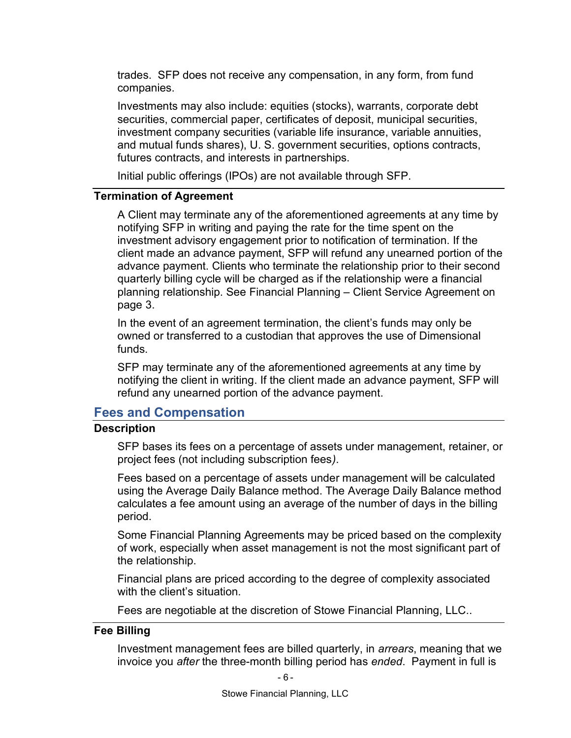trades. SFP does not receive any compensation, in any form, from fund companies.

Investments may also include: equities (stocks), warrants, corporate debt securities, commercial paper, certificates of deposit, municipal securities, investment company securities (variable life insurance, variable annuities, and mutual funds shares), U. S. government securities, options contracts, futures contracts, and interests in partnerships.

Initial public offerings (IPOs) are not available through SFP.

### Termination of Agreement

A Client may terminate any of the aforementioned agreements at any time by notifying SFP in writing and paying the rate for the time spent on the investment advisory engagement prior to notification of termination. If the client made an advance payment, SFP will refund any unearned portion of the advance payment. Clients who terminate the relationship prior to their second quarterly billing cycle will be charged as if the relationship were a financial planning relationship. See Financial Planning – Client Service Agreement on page 3.

In the event of an agreement termination, the client's funds may only be owned or transferred to a custodian that approves the use of Dimensional funds.

SFP may terminate any of the aforementioned agreements at any time by notifying the client in writing. If the client made an advance payment, SFP will refund any unearned portion of the advance payment.

## Fees and Compensation

### Description

SFP bases its fees on a percentage of assets under management, retainer, or project fees (not including subscription fees*)*.

Fees based on a percentage of assets under management will be calculated using the Average Daily Balance method. The Average Daily Balance method calculates a fee amount using an average of the number of days in the billing period.

Some Financial Planning Agreements may be priced based on the complexity of work, especially when asset management is not the most significant part of the relationship.

Financial plans are priced according to the degree of complexity associated with the client's situation.

Fees are negotiable at the discretion of Stowe Financial Planning, LLC..

### Fee Billing

Investment management fees are billed quarterly, in *arrears*, meaning that we invoice you *after* the three-month billing period has *ended*. Payment in full is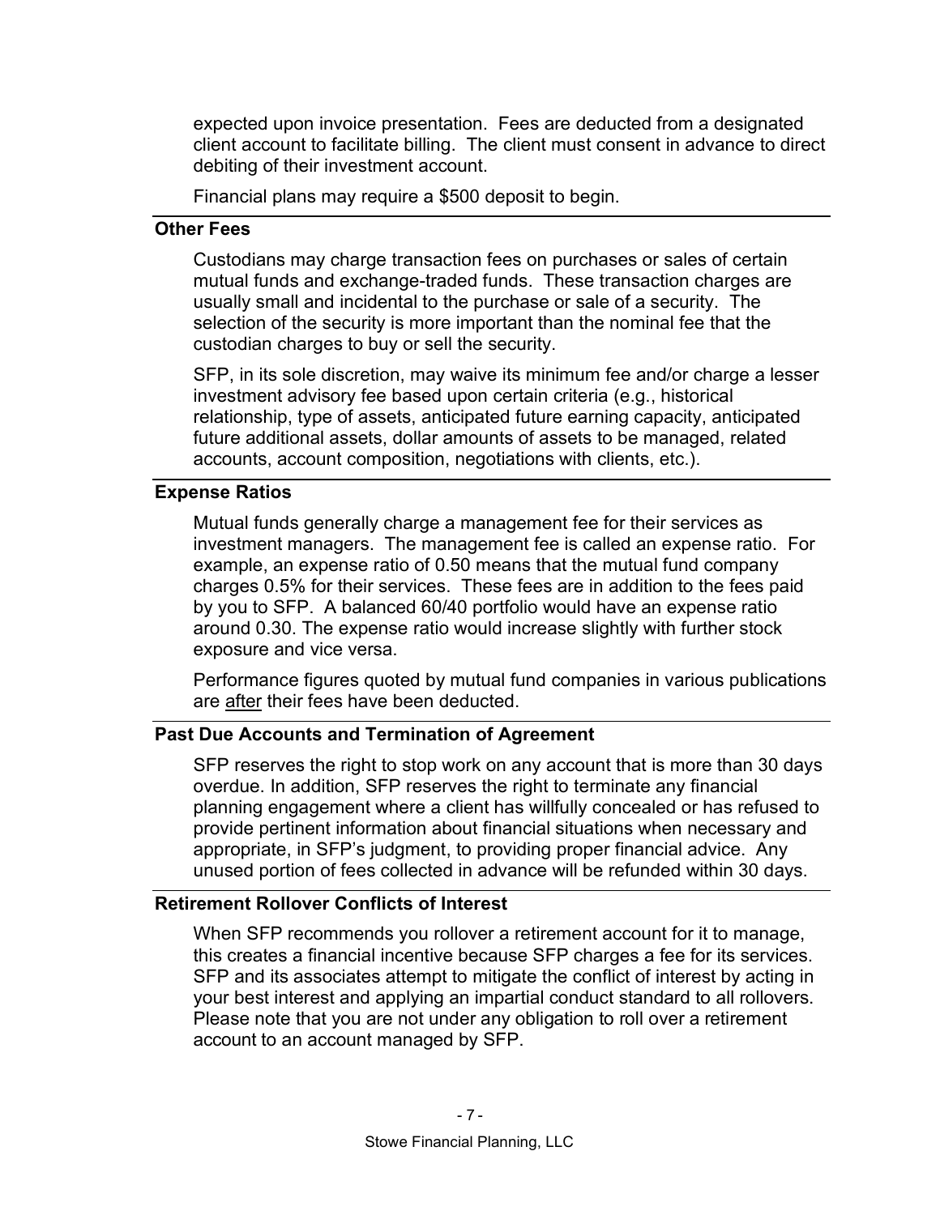expected upon invoice presentation. Fees are deducted from a designated client account to facilitate billing. The client must consent in advance to direct debiting of their investment account.

Financial plans may require a $500 deposit to begin.

### Other Fees

Custodians may charge transaction fees on purchases or sales of certain mutual funds and exchange-traded funds. These transaction charges are usually small and incidental to the purchase or sale of a security. The selection of the security is more important than the nominal fee that the custodian charges to buy or sell the security.

SFP, in its sole discretion, may waive its minimum fee and/or charge a lesser investment advisory fee based upon certain criteria (e.g., historical relationship, type of assets, anticipated future earning capacity, anticipated future additional assets, dollar amounts of assets to be managed, related accounts, account composition, negotiations with clients, etc.).

### Expense Ratios

Mutual funds generally charge a management fee for their services as investment managers. The management fee is called an expense ratio. For example, an expense ratio of 0.50 means that the mutual fund company charges 0.5% for their services. These fees are in addition to the fees paid by you to SFP. A balanced 60/40 portfolio would have an expense ratio around 0.30. The expense ratio would increase slightly with further stock exposure and vice versa.

Performance figures quoted by mutual fund companies in various publications are after their fees have been deducted.

### Past Due Accounts and Termination of Agreement

SFP reserves the right to stop work on any account that is more than 30 days overdue. In addition, SFP reserves the right to terminate any financial planning engagement where a client has willfully concealed or has refused to provide pertinent information about financial situations when necessary and appropriate, in SFP's judgment, to providing proper financial advice. Any unused portion of fees collected in advance will be refunded within 30 days.

### Retirement Rollover Conflicts of Interest

When SFP recommends you rollover a retirement account for it to manage, this creates a financial incentive because SFP charges a fee for its services. SFP and its associates attempt to mitigate the conflict of interest by acting in your best interest and applying an impartial conduct standard to all rollovers. Please note that you are not under any obligation to roll over a retirement account to an account managed by SFP.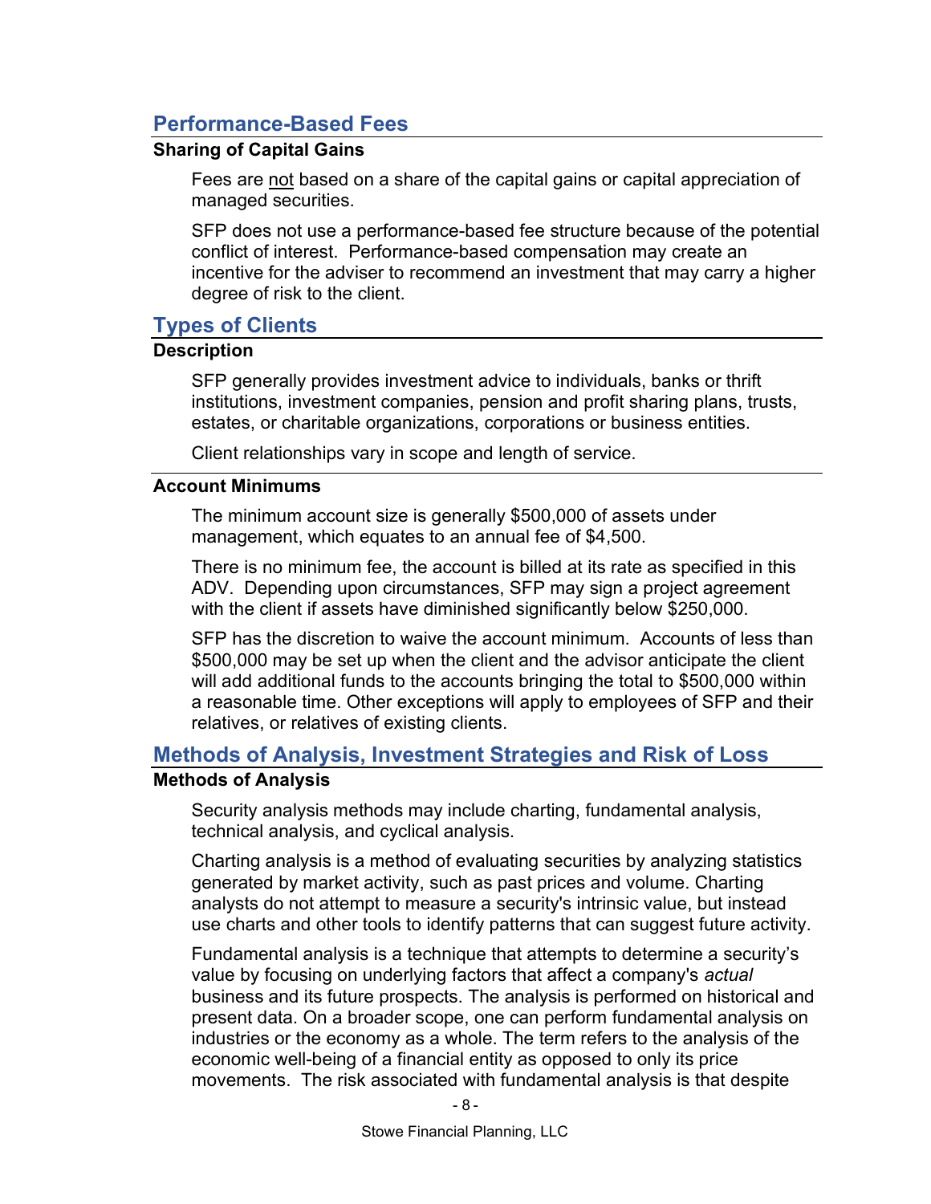## Performance-Based Fees

### Sharing of Capital Gains

Fees are not based on a share of the capital gains or capital appreciation of managed securities.

SFP does not use a performance-based fee structure because of the potential conflict of interest. Performance-based compensation may create an incentive for the adviser to recommend an investment that may carry a higher degree of risk to the client.

## Types of Clients

### Description

SFP generally provides investment advice to individuals, banks or thrift institutions, investment companies, pension and profit sharing plans, trusts, estates, or charitable organizations, corporations or business entities.

Client relationships vary in scope and length of service.

### Account Minimums

The minimum account size is generally $500,000 of assets under management, which equates to an annual fee of $4,500.

There is no minimum fee, the account is billed at its rate as specified in this ADV. Depending upon circumstances, SFP may sign a project agreement with the client if assets have diminished significantly below $250,000.

SFP has the discretion to waive the account minimum. Accounts of less than $500,000 may be set up when the client and the advisor anticipate the client will add additional funds to the accounts bringing the total to $500,000 within a reasonable time. Other exceptions will apply to employees of SFP and their relatives, or relatives of existing clients.

## Methods of Analysis, Investment Strategies and Risk of Loss

### Methods of Analysis

Security analysis methods may include charting, fundamental analysis, technical analysis, and cyclical analysis.

Charting analysis is a method of evaluating securities by analyzing statistics generated by market activity, such as past prices and volume. Charting analysts do not attempt to measure a security's intrinsic value, but instead use charts and other tools to identify patterns that can suggest future activity.

Fundamental analysis is a technique that attempts to determine a security's value by focusing on underlying factors that affect a company's *actual* business and its future prospects. The analysis is performed on historical and present data. On a broader scope, one can perform fundamental analysis on industries or the economy as a whole. The term refers to the analysis of the economic well-being of a financial entity as opposed to only its price movements. The risk associated with fundamental analysis is that despite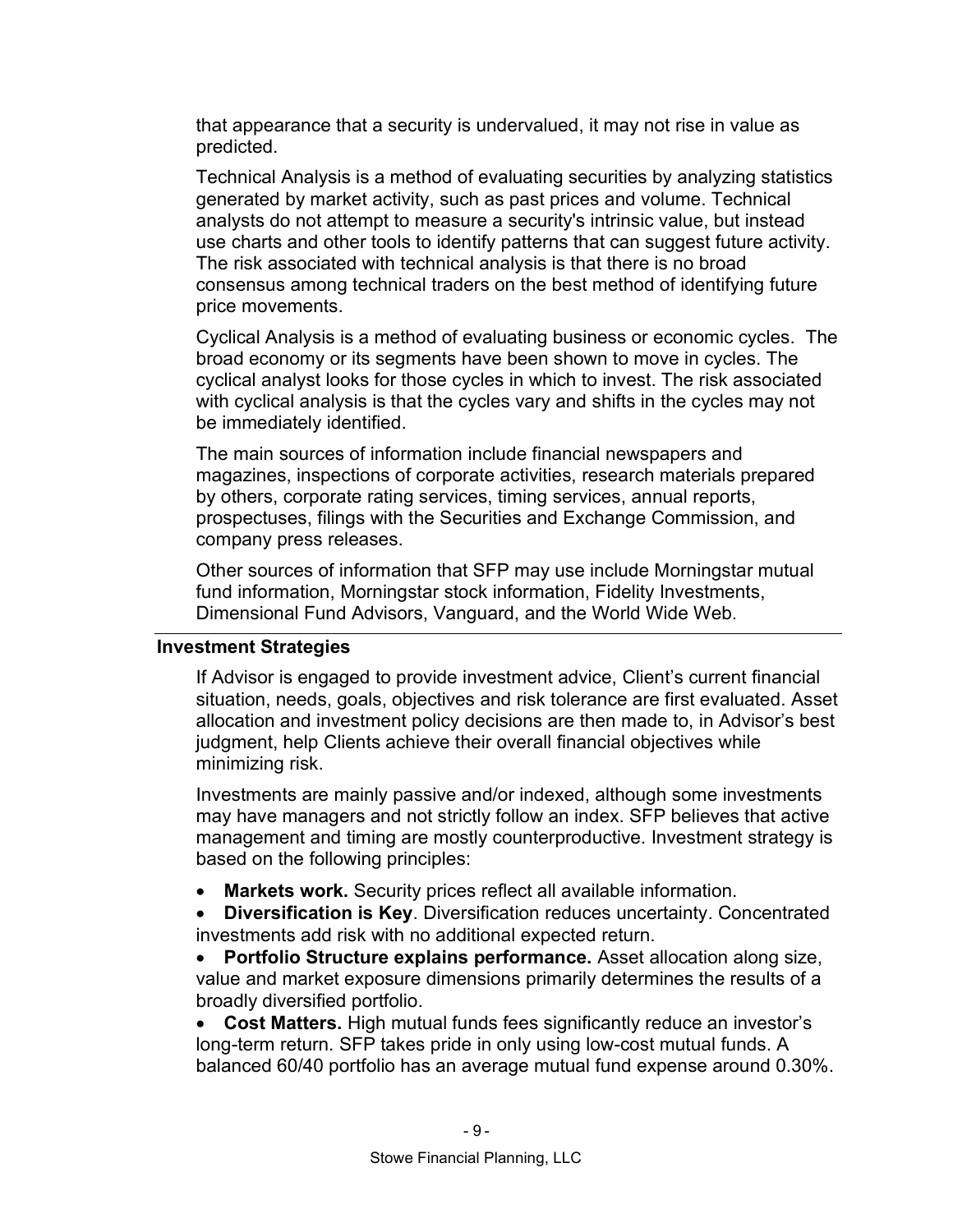that appearance that a security is undervalued, it may not rise in value as predicted.

Technical Analysis is a method of evaluating securities by analyzing statistics generated by market activity, such as past prices and volume. Technical analysts do not attempt to measure a security's intrinsic value, but instead use charts and other tools to identify patterns that can suggest future activity. The risk associated with technical analysis is that there is no broad consensus among technical traders on the best method of identifying future price movements.

Cyclical Analysis is a method of evaluating business or economic cycles. The broad economy or its segments have been shown to move in cycles. The cyclical analyst looks for those cycles in which to invest. The risk associated with cyclical analysis is that the cycles vary and shifts in the cycles may not be immediately identified.

The main sources of information include financial newspapers and magazines, inspections of corporate activities, research materials prepared by others, corporate rating services, timing services, annual reports, prospectuses, filings with the Securities and Exchange Commission, and company press releases.

Other sources of information that SFP may use include Morningstar mutual fund information, Morningstar stock information, Fidelity Investments, Dimensional Fund Advisors, Vanguard, and the World Wide Web.

## Investment Strategies

If Advisor is engaged to provide investment advice, Client's current financial situation, needs, goals, objectives and risk tolerance are first evaluated. Asset allocation and investment policy decisions are then made to, in Advisor's best judgment, help Clients achieve their overall financial objectives while minimizing risk.

Investments are mainly passive and/or indexed, although some investments may have managers and not strictly follow an index. SFP believes that active management and timing are mostly counterproductive. Investment strategy is based on the following principles:

- **Markets work.** Security prices reflect all available information.
- **Diversification is Key**. Diversification reduces uncertainty. Concentrated investments add risk with no additional expected return.
- **Portfolio Structure explains performance.** Asset allocation along size, value and market exposure dimensions primarily determines the results of a broadly diversified portfolio.
- **Cost Matters.** High mutual funds fees significantly reduce an investor's long-term return. SFP takes pride in only using low-cost mutual funds. A balanced 60/40 portfolio has an average mutual fund expense around 0.30%.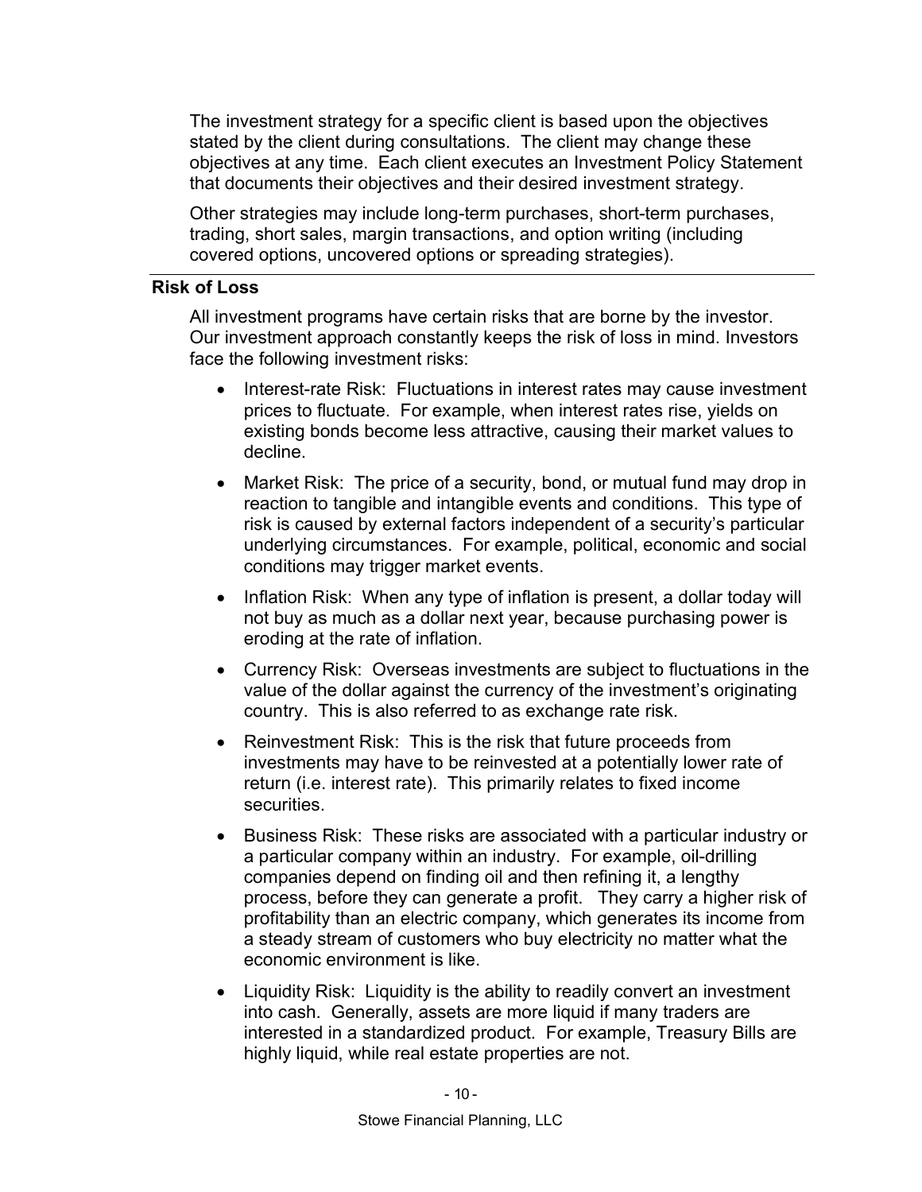The investment strategy for a specific client is based upon the objectives stated by the client during consultations. The client may change these objectives at any time. Each client executes an Investment Policy Statement that documents their objectives and their desired investment strategy.

Other strategies may include long-term purchases, short-term purchases, trading, short sales, margin transactions, and option writing (including covered options, uncovered options or spreading strategies).

---

**Risk of Loss**

All investment programs have certain risks that are borne by the investor. Our investment approach constantly keeps the risk of loss in mind. Investors face the following investment risks:

- Interest-rate Risk: Fluctuations in interest rates may cause investment prices to fluctuate. For example, when interest rates rise, yields on existing bonds become less attractive, causing their market values to decline.
- Market Risk: The price of a security, bond, or mutual fund may drop in reaction to tangible and intangible events and conditions. This type of risk is caused by external factors independent of a security's particular underlying circumstances. For example, political, economic and social conditions may trigger market events.
- Inflation Risk: When any type of inflation is present, a dollar today will not buy as much as a dollar next year, because purchasing power is eroding at the rate of inflation.
- Currency Risk: Overseas investments are subject to fluctuations in the value of the dollar against the currency of the investment's originating country. This is also referred to as exchange rate risk.
- Reinvestment Risk: This is the risk that future proceeds from investments may have to be reinvested at a potentially lower rate of return (i.e. interest rate). This primarily relates to fixed income securities.
- Business Risk: These risks are associated with a particular industry or a particular company within an industry. For example, oil-drilling companies depend on finding oil and then refining it, a lengthy process, before they can generate a profit. They carry a higher risk of profitability than an electric company, which generates its income from a steady stream of customers who buy electricity no matter what the economic environment is like.
- Liquidity Risk: Liquidity is the ability to readily convert an investment into cash. Generally, assets are more liquid if many traders are interested in a standardized product. For example, Treasury Bills are highly liquid, while real estate properties are not.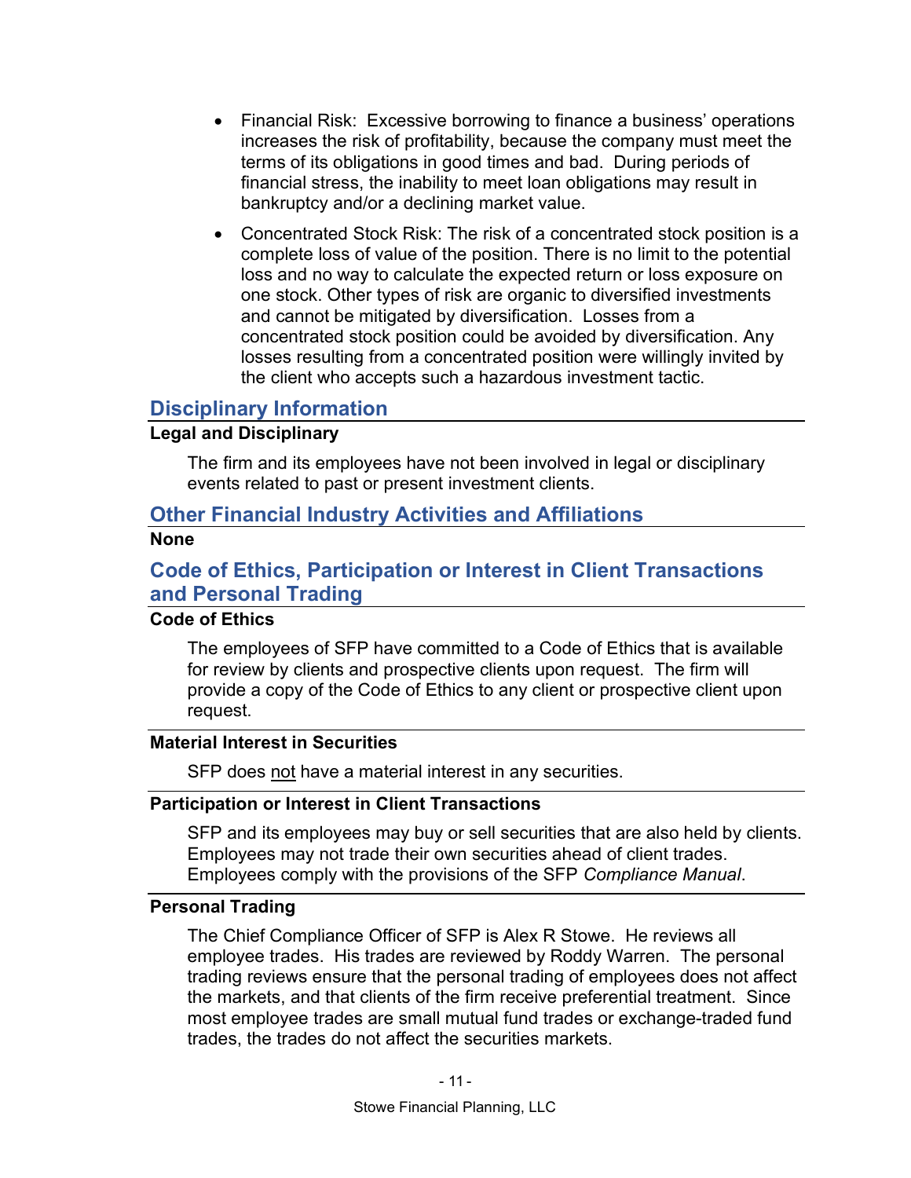- Financial Risk: Excessive borrowing to finance a business' operations increases the risk of profitability, because the company must meet the terms of its obligations in good times and bad. During periods of financial stress, the inability to meet loan obligations may result in bankruptcy and/or a declining market value.
- Concentrated Stock Risk: The risk of a concentrated stock position is a complete loss of value of the position. There is no limit to the potential loss and no way to calculate the expected return or loss exposure on one stock. Other types of risk are organic to diversified investments and cannot be mitigated by diversification. Losses from a concentrated stock position could be avoided by diversification. Any losses resulting from a concentrated position were willingly invited by the client who accepts such a hazardous investment tactic.

## Disciplinary Information

### Legal and Disciplinary

The firm and its employees have not been involved in legal or disciplinary events related to past or present investment clients.

## Other Financial Industry Activities and Affiliations

### None

## Code of Ethics, Participation or Interest in Client Transactions and Personal Trading

### Code of Ethics

The employees of SFP have committed to a Code of Ethics that is available for review by clients and prospective clients upon request. The firm will provide a copy of the Code of Ethics to any client or prospective client upon request.

### Material Interest in Securities

SFP does not have a material interest in any securities.

### Participation or Interest in Client Transactions

SFP and its employees may buy or sell securities that are also held by clients. Employees may not trade their own securities ahead of client trades. Employees comply with the provisions of the SFP *Compliance Manual*.

### Personal Trading

The Chief Compliance Officer of SFP is Alex R Stowe. He reviews all employee trades. His trades are reviewed by Roddy Warren. The personal trading reviews ensure that the personal trading of employees does not affect the markets, and that clients of the firm receive preferential treatment. Since most employee trades are small mutual fund trades or exchange-traded fund trades, the trades do not affect the securities markets.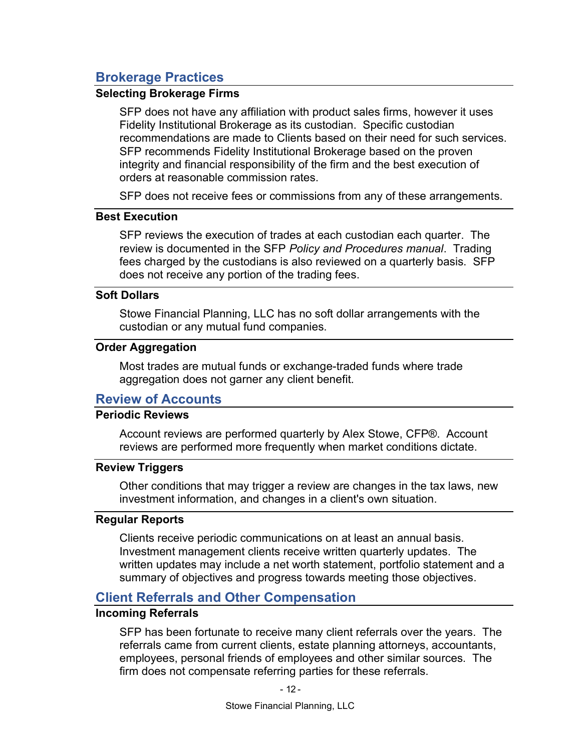## Brokerage Practices

### Selecting Brokerage Firms

SFP does not have any affiliation with product sales firms, however it uses Fidelity Institutional Brokerage as its custodian. Specific custodian recommendations are made to Clients based on their need for such services. SFP recommends Fidelity Institutional Brokerage based on the proven integrity and financial responsibility of the firm and the best execution of orders at reasonable commission rates.

SFP does not receive fees or commissions from any of these arrangements.

### Best Execution

SFP reviews the execution of trades at each custodian each quarter. The review is documented in the SFP *Policy and Procedures manual*. Trading fees charged by the custodians is also reviewed on a quarterly basis. SFP does not receive any portion of the trading fees.

### Soft Dollars

Stowe Financial Planning, LLC has no soft dollar arrangements with the custodian or any mutual fund companies.

### Order Aggregation

Most trades are mutual funds or exchange-traded funds where trade aggregation does not garner any client benefit.

## Review of Accounts

### Periodic Reviews

Account reviews are performed quarterly by Alex Stowe, CFP®. Account reviews are performed more frequently when market conditions dictate.

### Review Triggers

Other conditions that may trigger a review are changes in the tax laws, new investment information, and changes in a client's own situation.

### Regular Reports

Clients receive periodic communications on at least an annual basis. Investment management clients receive written quarterly updates. The written updates may include a net worth statement, portfolio statement and a summary of objectives and progress towards meeting those objectives.

## Client Referrals and Other Compensation

### Incoming Referrals

SFP has been fortunate to receive many client referrals over the years. The referrals came from current clients, estate planning attorneys, accountants, employees, personal friends of employees and other similar sources. The firm does not compensate referring parties for these referrals.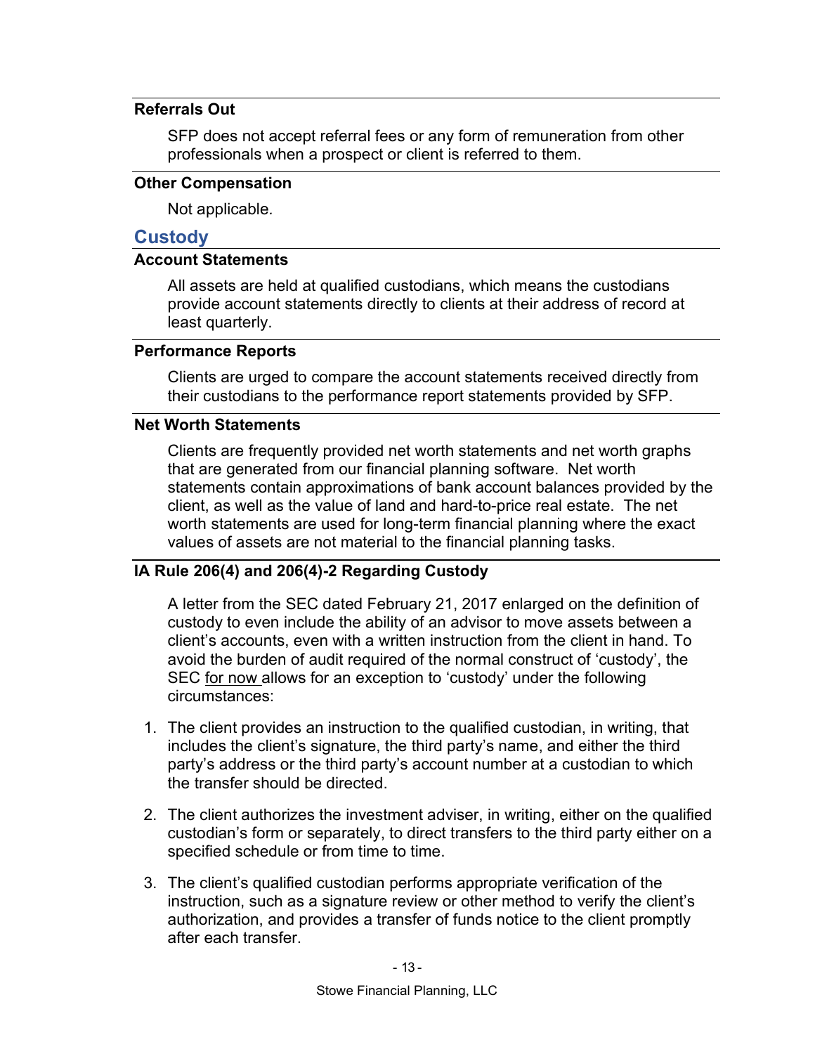### Referrals Out

SFP does not accept referral fees or any form of remuneration from other professionals when a prospect or client is referred to them.

### Other Compensation

Not applicable.

## Custody

### Account Statements

All assets are held at qualified custodians, which means the custodians provide account statements directly to clients at their address of record at least quarterly.

### Performance Reports

Clients are urged to compare the account statements received directly from their custodians to the performance report statements provided by SFP.

### Net Worth Statements

Clients are frequently provided net worth statements and net worth graphs that are generated from our financial planning software. Net worth statements contain approximations of bank account balances provided by the client, as well as the value of land and hard-to-price real estate. The net worth statements are used for long-term financial planning where the exact values of assets are not material to the financial planning tasks.

### IA Rule 206(4) and 206(4)-2 Regarding Custody

A letter from the SEC dated February 21, 2017 enlarged on the definition of custody to even include the ability of an advisor to move assets between a client's accounts, even with a written instruction from the client in hand. To avoid the burden of audit required of the normal construct of 'custody', the SEC for now allows for an exception to 'custody' under the following circumstances:

1. The client provides an instruction to the qualified custodian, in writing, that includes the client's signature, the third party's name, and either the third party's address or the third party's account number at a custodian to which the transfer should be directed.
2. The client authorizes the investment adviser, in writing, either on the qualified custodian's form or separately, to direct transfers to the third party either on a specified schedule or from time to time.
3. The client's qualified custodian performs appropriate verification of the instruction, such as a signature review or other method to verify the client's authorization, and provides a transfer of funds notice to the client promptly after each transfer.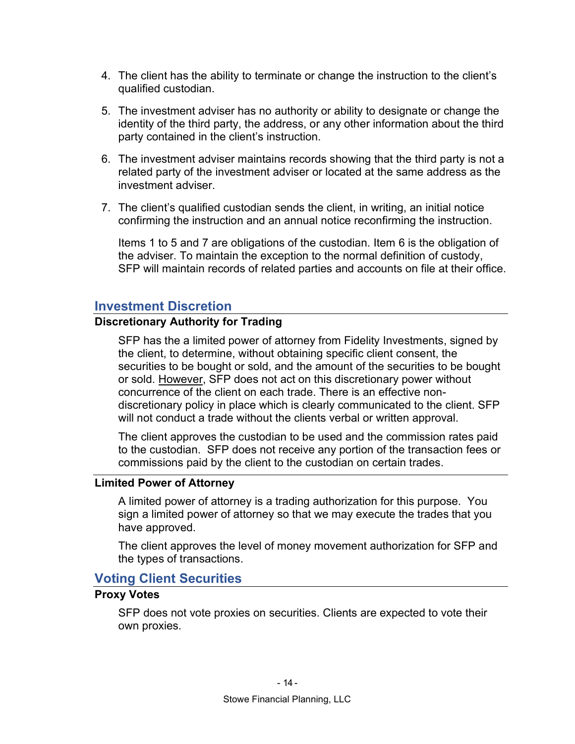4. The client has the ability to terminate or change the instruction to the client's qualified custodian.

5. The investment adviser has no authority or ability to designate or change the identity of the third party, the address, or any other information about the third party contained in the client's instruction.

6. The investment adviser maintains records showing that the third party is not a related party of the investment adviser or located at the same address as the investment adviser.

7. The client's qualified custodian sends the client, in writing, an initial notice confirming the instruction and an annual notice reconfirming the instruction.

   Items 1 to 5 and 7 are obligations of the custodian. Item 6 is the obligation of the adviser. To maintain the exception to the normal definition of custody, SFP will maintain records of related parties and accounts on file at their office.

## Investment Discretion

### Discretionary Authority for Trading

SFP has the a limited power of attorney from Fidelity Investments, signed by the client, to determine, without obtaining specific client consent, the securities to be bought or sold, and the amount of the securities to be bought or sold. <u>However</u>, SFP does not act on this discretionary power without concurrence of the client on each trade. There is an effective non-discretionary policy in place which is clearly communicated to the client. SFP will not conduct a trade without the clients verbal or written approval.

The client approves the custodian to be used and the commission rates paid to the custodian. SFP does not receive any portion of the transaction fees or commissions paid by the client to the custodian on certain trades.

### Limited Power of Attorney

A limited power of attorney is a trading authorization for this purpose. You sign a limited power of attorney so that we may execute the trades that you have approved.

The client approves the level of money movement authorization for SFP and the types of transactions.

## Voting Client Securities

### Proxy Votes

SFP does not vote proxies on securities. Clients are expected to vote their own proxies.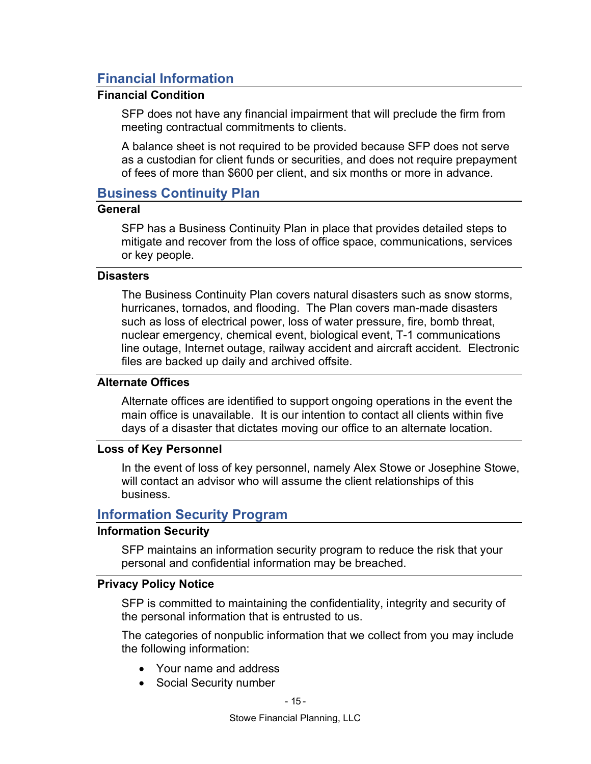## Financial Information

### Financial Condition

SFP does not have any financial impairment that will preclude the firm from meeting contractual commitments to clients.

A balance sheet is not required to be provided because SFP does not serve as a custodian for client funds or securities, and does not require prepayment of fees of more than $600 per client, and six months or more in advance.

## Business Continuity Plan

### General

SFP has a Business Continuity Plan in place that provides detailed steps to mitigate and recover from the loss of office space, communications, services or key people.

### Disasters

The Business Continuity Plan covers natural disasters such as snow storms, hurricanes, tornados, and flooding. The Plan covers man-made disasters such as loss of electrical power, loss of water pressure, fire, bomb threat, nuclear emergency, chemical event, biological event, T-1 communications line outage, Internet outage, railway accident and aircraft accident. Electronic files are backed up daily and archived offsite.

### Alternate Offices

Alternate offices are identified to support ongoing operations in the event the main office is unavailable. It is our intention to contact all clients within five days of a disaster that dictates moving our office to an alternate location.

### Loss of Key Personnel

In the event of loss of key personnel, namely Alex Stowe or Josephine Stowe, will contact an advisor who will assume the client relationships of this business.

## Information Security Program

### Information Security

SFP maintains an information security program to reduce the risk that your personal and confidential information may be breached.

### Privacy Policy Notice

SFP is committed to maintaining the confidentiality, integrity and security of the personal information that is entrusted to us.

The categories of nonpublic information that we collect from you may include the following information:

- Your name and address
- Social Security number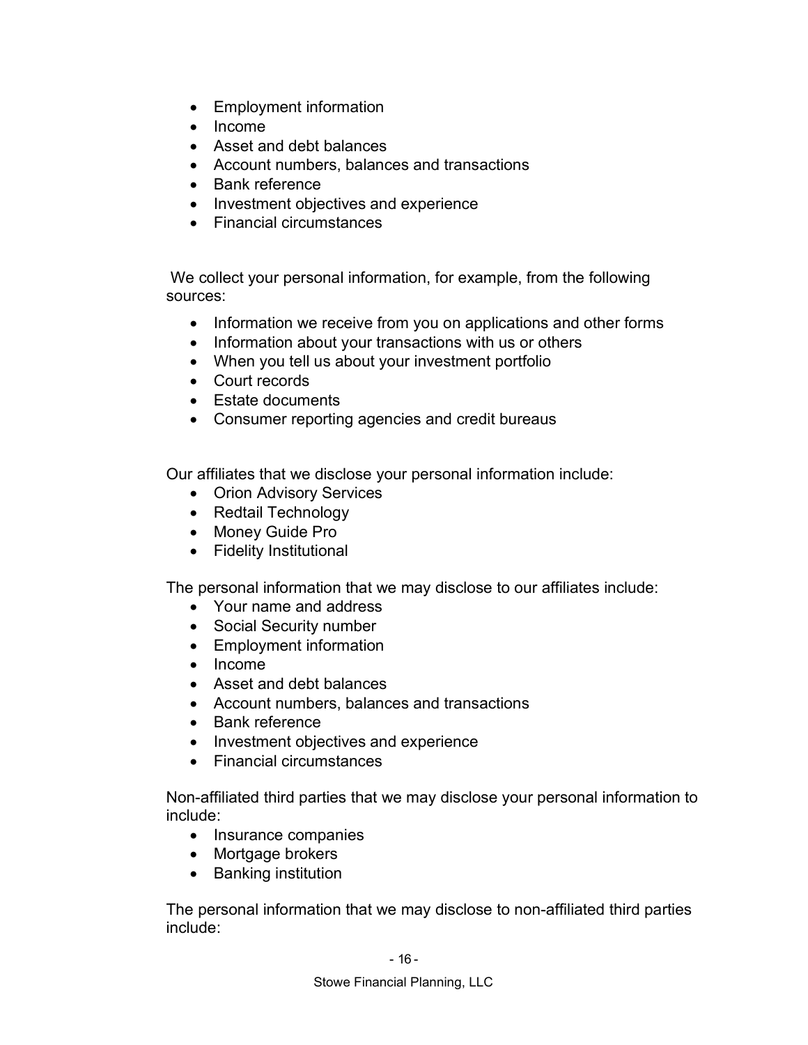- Employment information
- Income
- Asset and debt balances
- Account numbers, balances and transactions
- Bank reference
- Investment objectives and experience
- Financial circumstances

We collect your personal information, for example, from the following sources:

- Information we receive from you on applications and other forms
- Information about your transactions with us or others
- When you tell us about your investment portfolio
- Court records
- Estate documents
- Consumer reporting agencies and credit bureaus

Our affiliates that we disclose your personal information include:

- Orion Advisory Services
- Redtail Technology
- Money Guide Pro
- Fidelity Institutional

The personal information that we may disclose to our affiliates include:

- Your name and address
- Social Security number
- Employment information
- Income
- Asset and debt balances
- Account numbers, balances and transactions
- Bank reference
- Investment objectives and experience
- Financial circumstances

Non-affiliated third parties that we may disclose your personal information to include:

- Insurance companies
- Mortgage brokers
- Banking institution

The personal information that we may disclose to non-affiliated third parties include: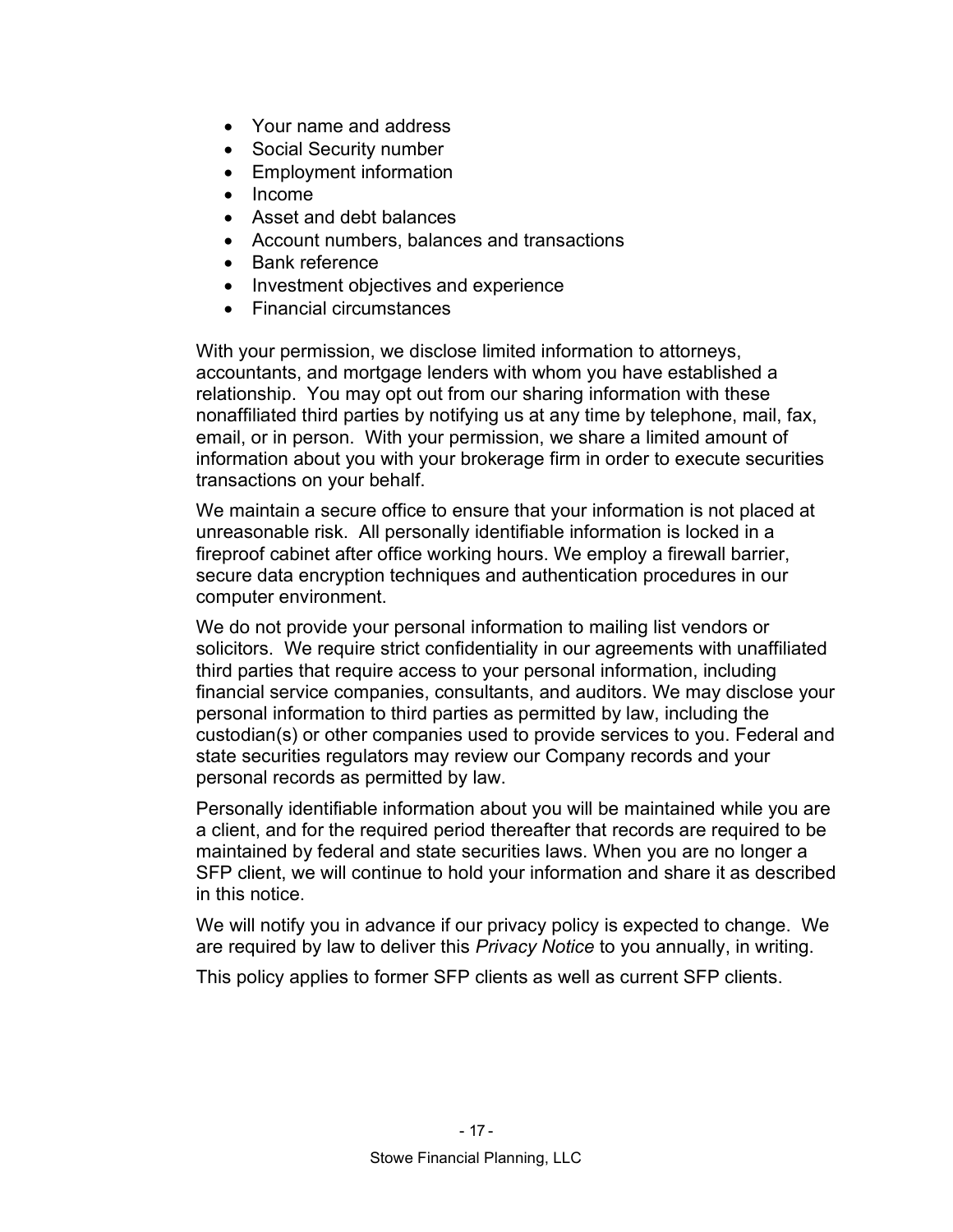- Your name and address
- Social Security number
- Employment information
- Income
- Asset and debt balances
- Account numbers, balances and transactions
- Bank reference
- Investment objectives and experience
- Financial circumstances

With your permission, we disclose limited information to attorneys, accountants, and mortgage lenders with whom you have established a relationship. You may opt out from our sharing information with these nonaffiliated third parties by notifying us at any time by telephone, mail, fax, email, or in person. With your permission, we share a limited amount of information about you with your brokerage firm in order to execute securities transactions on your behalf.

We maintain a secure office to ensure that your information is not placed at unreasonable risk. All personally identifiable information is locked in a fireproof cabinet after office working hours. We employ a firewall barrier, secure data encryption techniques and authentication procedures in our computer environment.

We do not provide your personal information to mailing list vendors or solicitors. We require strict confidentiality in our agreements with unaffiliated third parties that require access to your personal information, including financial service companies, consultants, and auditors. We may disclose your personal information to third parties as permitted by law, including the custodian(s) or other companies used to provide services to you. Federal and state securities regulators may review our Company records and your personal records as permitted by law.

Personally identifiable information about you will be maintained while you are a client, and for the required period thereafter that records are required to be maintained by federal and state securities laws. When you are no longer a SFP client, we will continue to hold your information and share it as described in this notice.

We will notify you in advance if our privacy policy is expected to change. We are required by law to deliver this *Privacy Notice* to you annually, in writing.

This policy applies to former SFP clients as well as current SFP clients.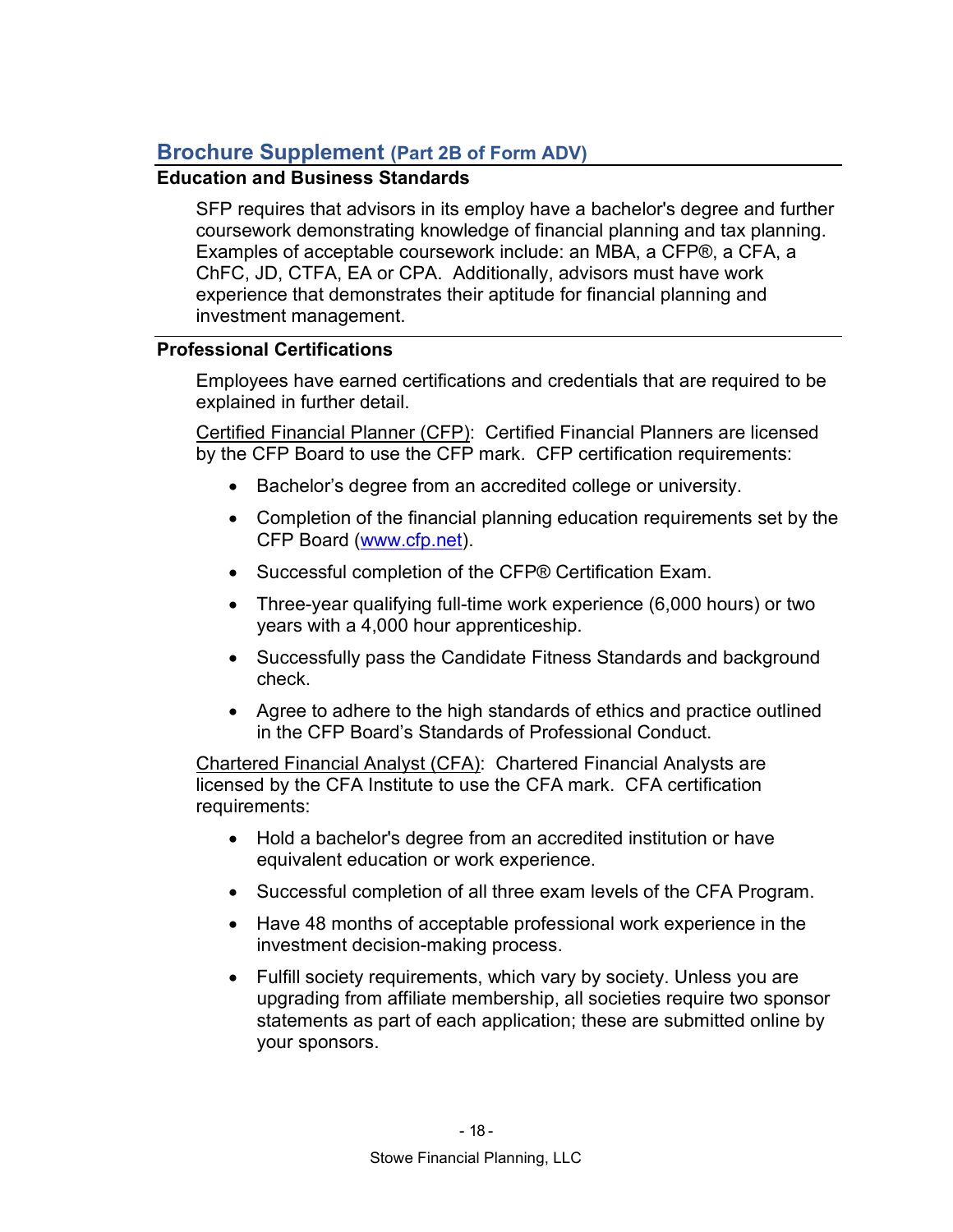## Brochure Supplement (Part 2B of Form ADV)

### Education and Business Standards

SFP requires that advisors in its employ have a bachelor's degree and further coursework demonstrating knowledge of financial planning and tax planning. Examples of acceptable coursework include: an MBA, a CFP®, a CFA, a ChFC, JD, CTFA, EA or CPA. Additionally, advisors must have work experience that demonstrates their aptitude for financial planning and investment management.

### Professional Certifications

Employees have earned certifications and credentials that are required to be explained in further detail.

<u>Certified Financial Planner (CFP)</u>: Certified Financial Planners are licensed by the CFP Board to use the CFP mark. CFP certification requirements:

- Bachelor's degree from an accredited college or university.
- Completion of the financial planning education requirements set by the CFP Board (www.cfp.net).
- Successful completion of the CFP® Certification Exam.
- Three-year qualifying full-time work experience (6,000 hours) or two years with a 4,000 hour apprenticeship.
- Successfully pass the Candidate Fitness Standards and background check.
- Agree to adhere to the high standards of ethics and practice outlined in the CFP Board's Standards of Professional Conduct.

<u>Chartered Financial Analyst (CFA)</u>: Chartered Financial Analysts are licensed by the CFA Institute to use the CFA mark. CFA certification requirements:

- Hold a bachelor's degree from an accredited institution or have equivalent education or work experience.
- Successful completion of all three exam levels of the CFA Program.
- Have 48 months of acceptable professional work experience in the investment decision-making process.
- Fulfill society requirements, which vary by society. Unless you are upgrading from affiliate membership, all societies require two sponsor statements as part of each application; these are submitted online by your sponsors.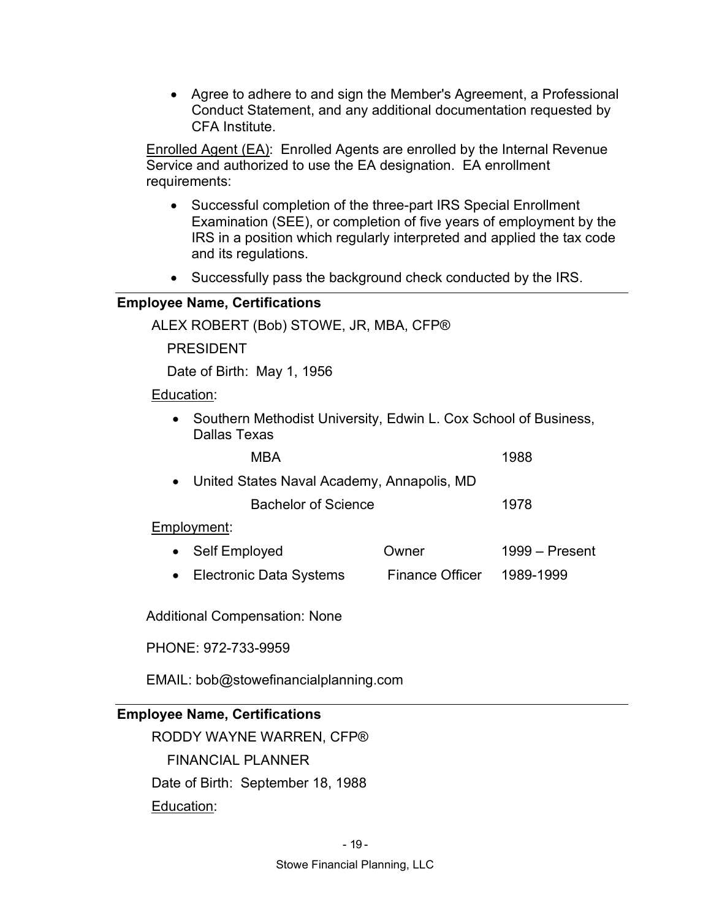- Agree to adhere to and sign the Member's Agreement, a Professional Conduct Statement, and any additional documentation requested by CFA Institute.

Enrolled Agent (EA): Enrolled Agents are enrolled by the Internal Revenue Service and authorized to use the EA designation. EA enrollment requirements:

- Successful completion of the three-part IRS Special Enrollment Examination (SEE), or completion of five years of employment by the IRS in a position which regularly interpreted and applied the tax code and its regulations.
- Successfully pass the background check conducted by the IRS.

---

**Employee Name, Certifications**

ALEX ROBERT (Bob) STOWE, JR, MBA, CFP®

PRESIDENT

Date of Birth: May 1, 1956

Education:

- Southern Methodist University, Edwin L. Cox School of Business, Dallas Texas

  MBA 1988

- United States Naval Academy, Annapolis, MD

  Bachelor of Science 1978

Employment:

- Self Employed — Owner — 1999 – Present
- Electronic Data Systems — Finance Officer — 1989-1999

Additional Compensation: None

PHONE: 972-733-9959

EMAIL: bob@stowefinancialplanning.com

---

**Employee Name, Certifications**

RODDY WAYNE WARREN, CFP®

FINANCIAL PLANNER

Date of Birth: September 18, 1988

Education: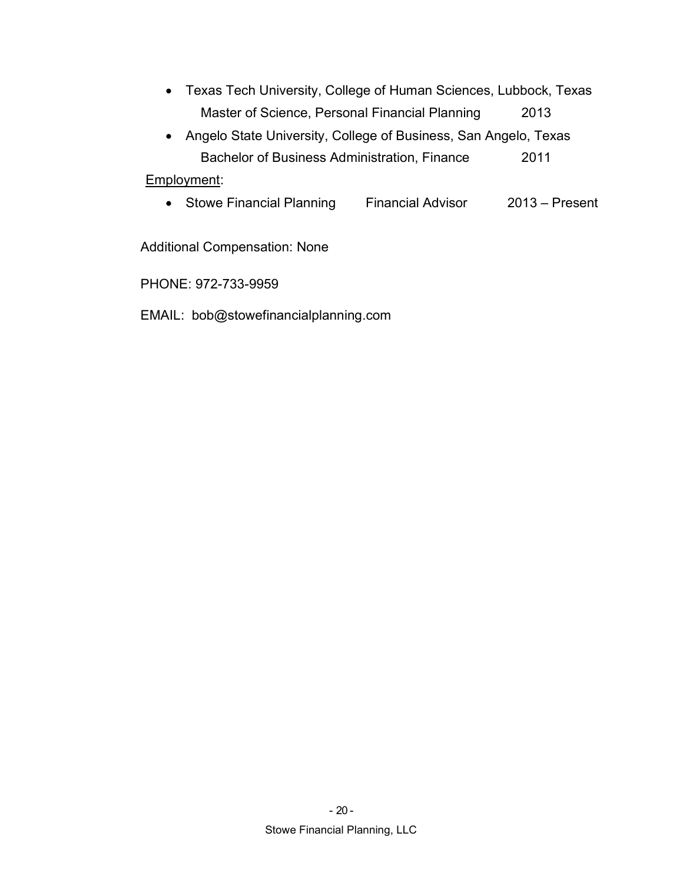- Texas Tech University, College of Human Sciences, Lubbock, Texas
  Master of Science, Personal Financial Planning 2013
- Angelo State University, College of Business, San Angelo, Texas
  Bachelor of Business Administration, Finance 2011

Employment:

- Stowe Financial Planning Financial Advisor 2013 – Present

Additional Compensation: None

PHONE: 972-733-9959

EMAIL: bob@stowefinancialplanning.com